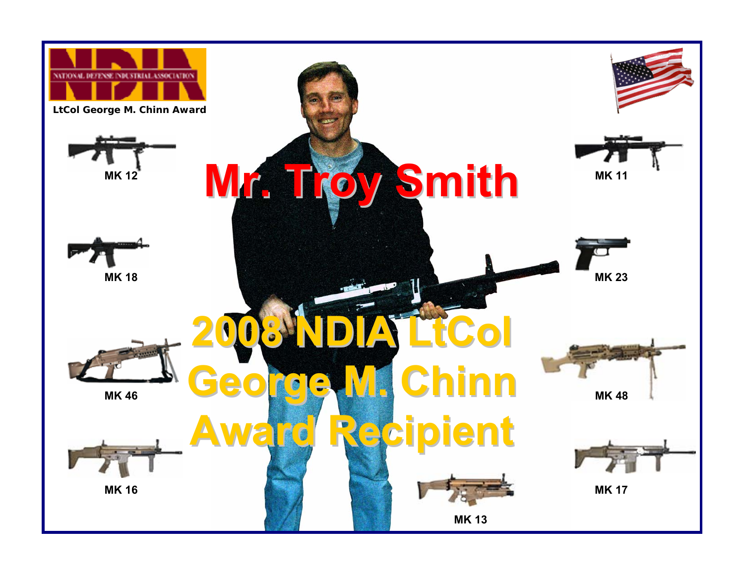NATIONAL DEFENSE INDUSTRIAL ASSOCIATION

**LtCol George M. Chinn Award**

# Mr. Troy Smith

# 2008 NDIA LtCol George M. Chinn Award Recipient

MK 12

MK 11

MK 18

MK 23

MK 46

MK 48

MK 16

MK 17

MK 13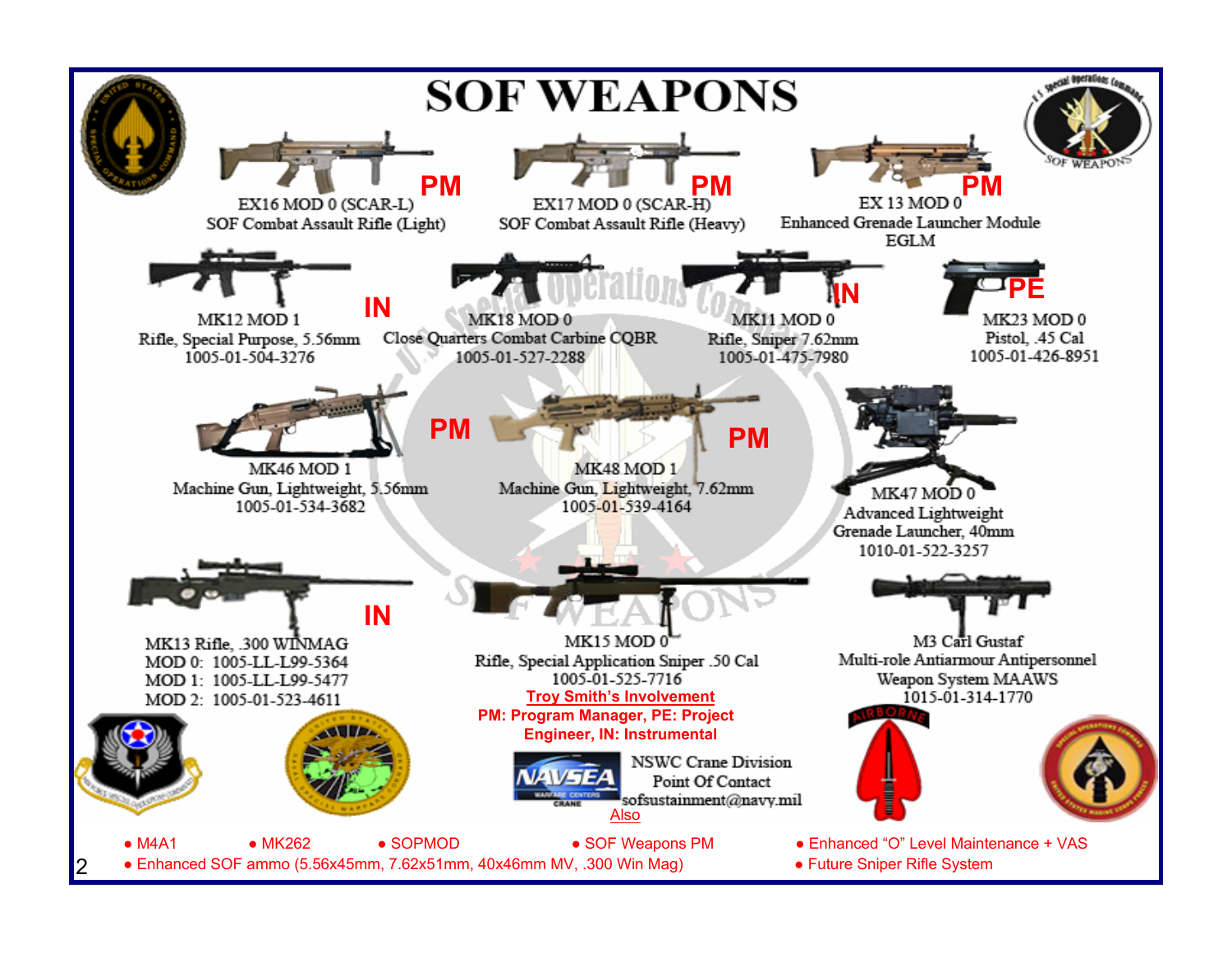# SOF WEAPONS

**PM**
EX16 MOD 0 (SCAR-L)
SOF Combat Assault Rifle (Light)

**PM**
EX17 MOD 0 (SCAR-H)
SOF Combat Assault Rifle (Heavy)

**PM**
EX 13 MOD 0
Enhanced Grenade Launcher Module
EGLM

**IN**
MK12 MOD 1
Rifle, Special Purpose, 5.56mm
1005-01-504-3276

MK18 MOD 0
Close Quarters Combat Carbine CQBR
1005-01-527-2288

**IN**
MK11 MOD 0
Rifle, Sniper 7.62mm
1005-01-475-7980

**PE**
MK23 MOD 0
Pistol, .45 Cal
1005-01-426-8951

**PM**
MK46 MOD 1
Machine Gun, Lightweight, 5.56mm
1005-01-534-3682

**PM**
MK48 MOD 1
Machine Gun, Lightweight, 7.62mm
1005-01-539-4164

MK47 MOD 0
Advanced Lightweight
Grenade Launcher, 40mm
1010-01-522-3257

**IN**
MK13 Rifle, .300 WINMAG
MOD 0: 1005-LL-L99-5364
MOD 1: 1005-LL-L99-5477
MOD 2: 1005-01-523-4611

MK15 MOD 0
Rifle, Special Application Sniper .50 Cal
1005-01-525-7716

M3 Carl Gustaf
Multi-role Antiarmour Antipersonnel
Weapon System MAAWS
1015-01-314-1770

Troy Smith's Involvement
PM: Program Manager, PE: Project Engineer, IN: Instrumental

NSWC Crane Division
Point Of Contact
sofsustainment@navy.mil

Also

- M4A1
- MK262
- SOPMOD
- SOF Weapons PM
- Enhanced "O" Level Maintenance + VAS
- Enhanced SOF ammo (5.56x45mm, 7.62x51mm, 40x46mm MV, .300 Win Mag)
- Future Sniper Rifle System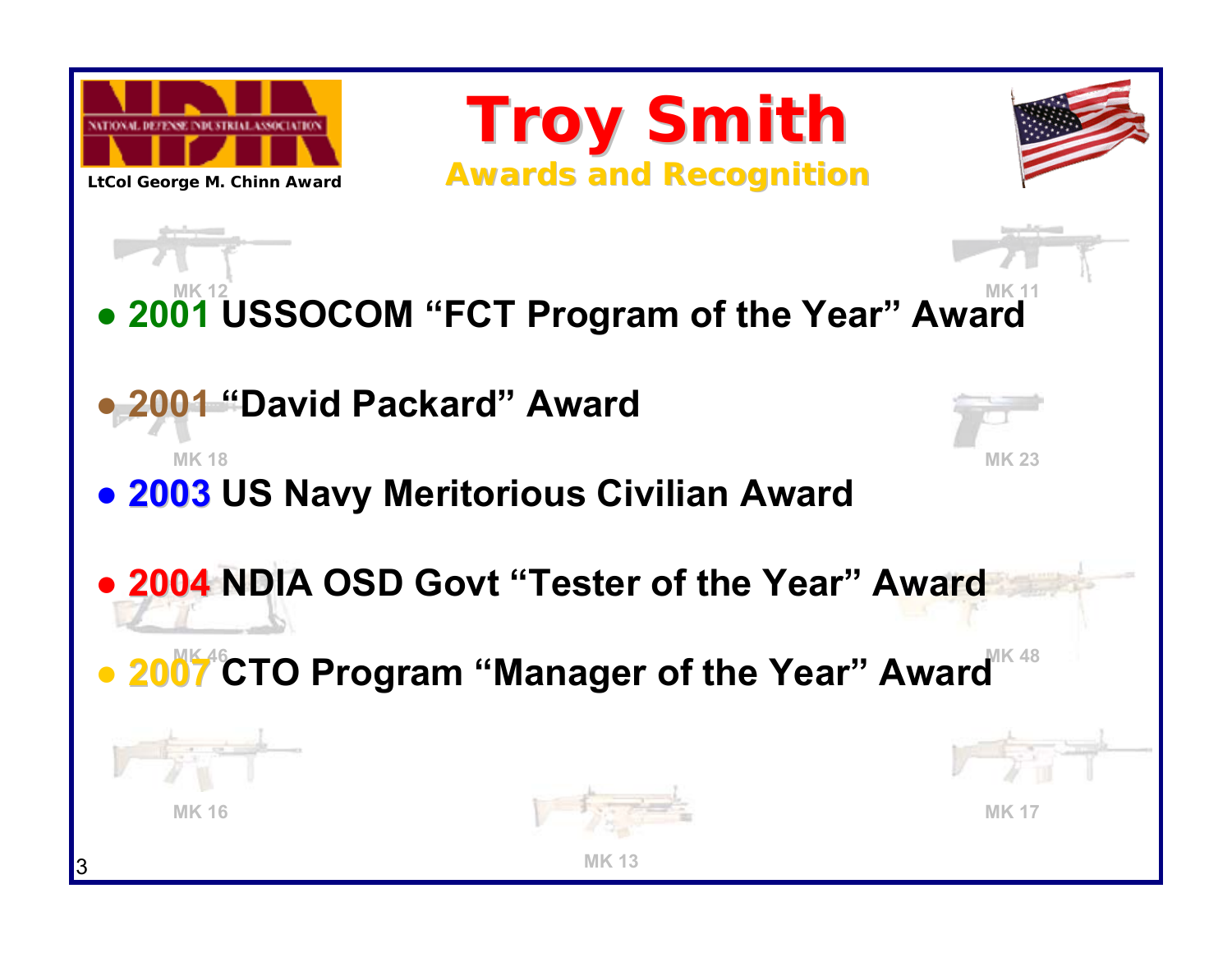LtCol George M. Chinn Award

# Troy Smith

## Awards and Recognition

- **2001 USSOCOM "FCT Program of the Year" Award**
- **2001 "David Packard" Award**
- **2003 US Navy Meritorious Civilian Award**
- **2004 NDIA OSD Govt "Tester of the Year" Award**
- **2007 CTO Program "Manager of the Year" Award**

MK 12 MK 11 MK 18 MK 23 MK 46 MK 48 MK 16 MK 17 MK 13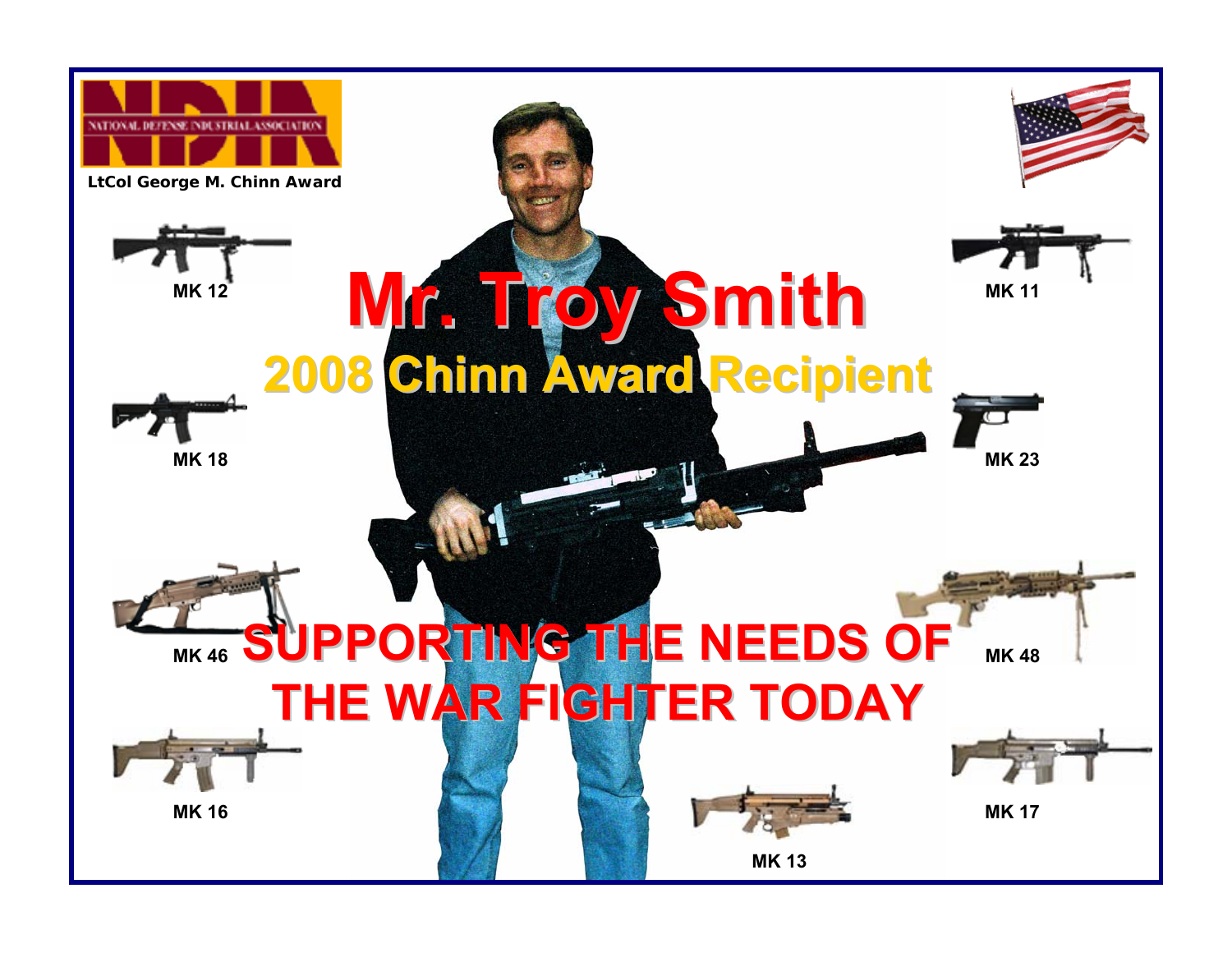NATIONAL DEFENSE INDUSTRIAL ASSOCIATION

**LtCol George M. Chinn Award**

# Mr. Troy Smith

## 2008 Chinn Award Recipient

MK 12

MK 11

MK 18

MK 23

MK 46

MK 48

# SUPPORTING THE NEEDS OF THE WAR FIGHTER TODAY

MK 16

MK 17

MK 13